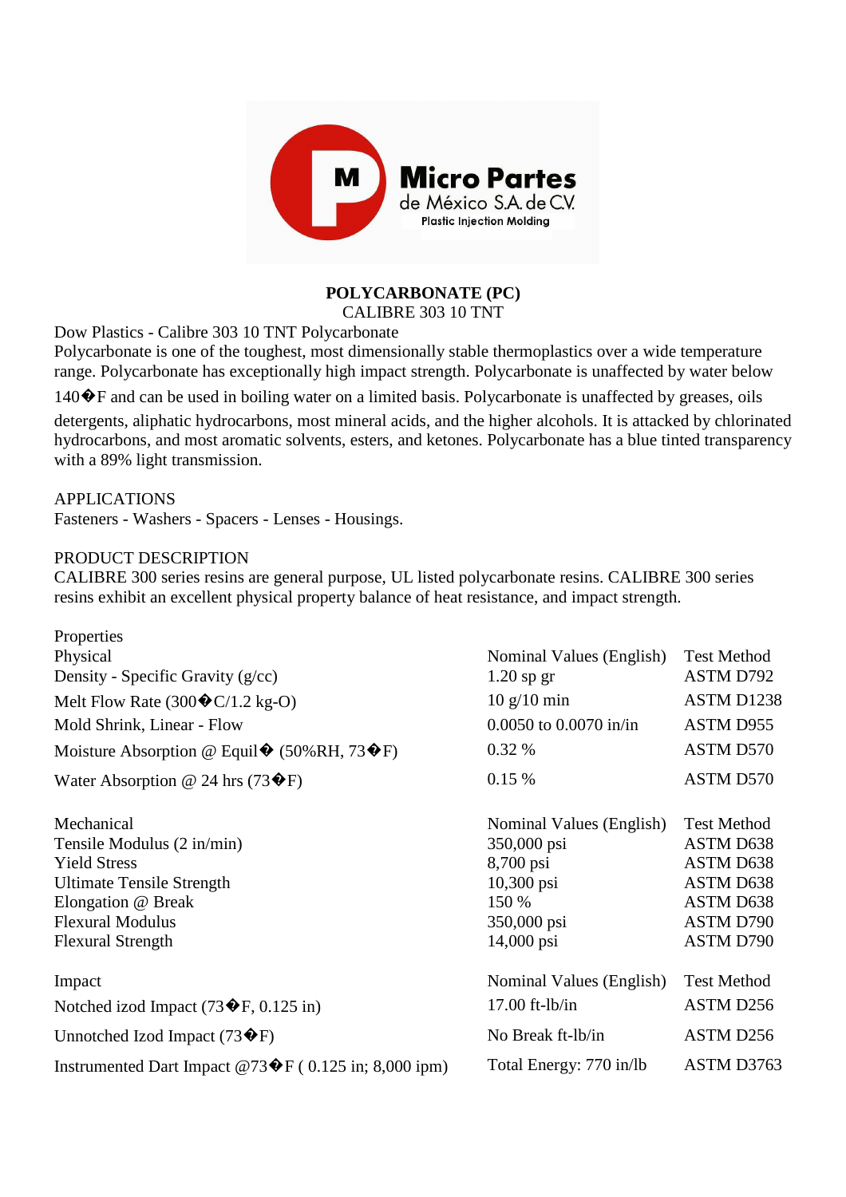Micro Partes de México S.A. de C.V.
Plastic Injection Molding

# POLYCARBONATE (PC)

CALIBRE 303 10 TNT

Dow Plastics - Calibre 303 10 TNT Polycarbonate

Polycarbonate is one of the toughest, most dimensionally stable thermoplastics over a wide temperature range. Polycarbonate has exceptionally high impact strength. Polycarbonate is unaffected by water below 140�F and can be used in boiling water on a limited basis. Polycarbonate is unaffected by greases, oils detergents, aliphatic hydrocarbons, most mineral acids, and the higher alcohols. It is attacked by chlorinated hydrocarbons, and most aromatic solvents, esters, and ketones. Polycarbonate has a blue tinted transparency with a 89% light transmission.

APPLICATIONS

Fasteners - Washers - Spacers - Lenses - Housings.

PRODUCT DESCRIPTION

CALIBRE 300 series resins are general purpose, UL listed polycarbonate resins. CALIBRE 300 series resins exhibit an excellent physical property balance of heat resistance, and impact strength.

Properties

| Physical | Nominal Values (English) | Test Method |
|---|---|---|
| Density - Specific Gravity (g/cc) | 1.20 sp gr | ASTM D792 |
| Melt Flow Rate (300�C/1.2 kg-O) | 10 g/10 min | ASTM D1238 |
| Mold Shrink, Linear - Flow | 0.0050 to 0.0070 in/in | ASTM D955 |
| Moisture Absorption @ Equil� (50%RH, 73�F) | 0.32 % | ASTM D570 |
| Water Absorption @ 24 hrs (73�F) | 0.15 % | ASTM D570 |

| Mechanical | Nominal Values (English) | Test Method |
|---|---|---|
| Tensile Modulus (2 in/min) | 350,000 psi | ASTM D638 |
| Yield Stress | 8,700 psi | ASTM D638 |
| Ultimate Tensile Strength | 10,300 psi | ASTM D638 |
| Elongation @ Break | 150 % | ASTM D638 |
| Flexural Modulus | 350,000 psi | ASTM D790 |
| Flexural Strength | 14,000 psi | ASTM D790 |

| Impact | Nominal Values (English) | Test Method |
|---|---|---|
| Notched izod Impact (73�F, 0.125 in) | 17.00 ft-lb/in | ASTM D256 |
| Unnotched Izod Impact (73�F) | No Break ft-lb/in | ASTM D256 |
| Instrumented Dart Impact @73�F ( 0.125 in; 8,000 ipm) | Total Energy: 770 in/lb | ASTM D3763 |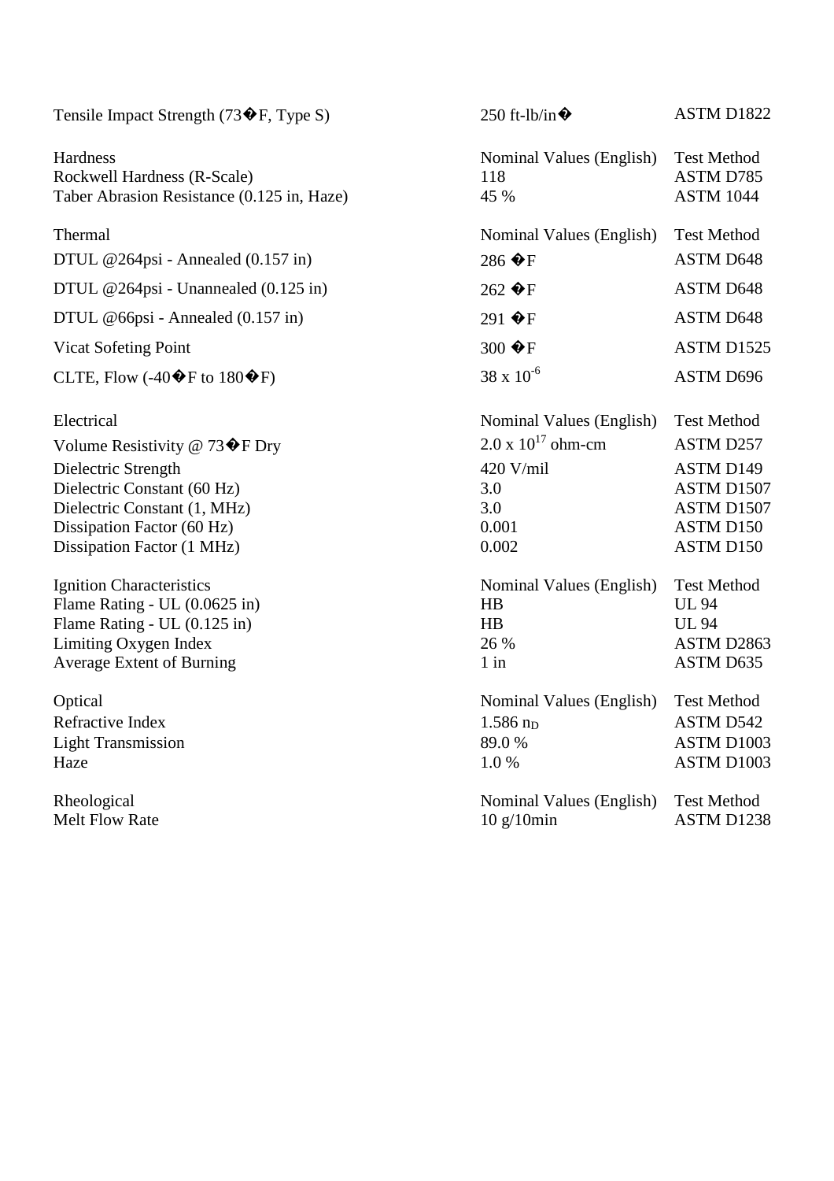| | | |
|---|---|---|
| Tensile Impact Strength (73�F, Type S) | 250 ft-lb/in� | ASTM D1822 |
| **Hardness** | **Nominal Values (English)** | **Test Method** |
| Rockwell Hardness (R-Scale) | 118 | ASTM D785 |
| Taber Abrasion Resistance (0.125 in, Haze) | 45 % | ASTM 1044 |
| **Thermal** | **Nominal Values (English)** | **Test Method** |
| DTUL @264psi - Annealed (0.157 in) | 286 �F | ASTM D648 |
| DTUL @264psi - Unannealed (0.125 in) | 262 �F | ASTM D648 |
| DTUL @66psi - Annealed (0.157 in) | 291 �F | ASTM D648 |
| Vicat Sofeting Point | 300 �F | ASTM D1525 |
| CLTE, Flow (-40�F to 180�F) | $38 \times 10^{-6}$ | ASTM D696 |
| **Electrical** | **Nominal Values (English)** | **Test Method** |
| Volume Resistivity @ 73�F Dry | $2.0 \times 10^{17}$ ohm-cm | ASTM D257 |
| Dielectric Strength | 420 V/mil | ASTM D149 |
| Dielectric Constant (60 Hz) | 3.0 | ASTM D1507 |
| Dielectric Constant (1, MHz) | 3.0 | ASTM D1507 |
| Dissipation Factor (60 Hz) | 0.001 | ASTM D150 |
| Dissipation Factor (1 MHz) | 0.002 | ASTM D150 |
| **Ignition Characteristics** | **Nominal Values (English)** | **Test Method** |
| Flame Rating - UL (0.0625 in) | HB | UL 94 |
| Flame Rating - UL (0.125 in) | HB | UL 94 |
| Limiting Oxygen Index | 26 % | ASTM D2863 |
| Average Extent of Burning | 1 in | ASTM D635 |
| **Optical** | **Nominal Values (English)** | **Test Method** |
| Refractive Index | 1.586 $n_D$ | ASTM D542 |
| Light Transmission | 89.0 % | ASTM D1003 |
| Haze | 1.0 % | ASTM D1003 |
| **Rheological** | **Nominal Values (English)** | **Test Method** |
| Melt Flow Rate | 10 g/10min | ASTM D1238 |